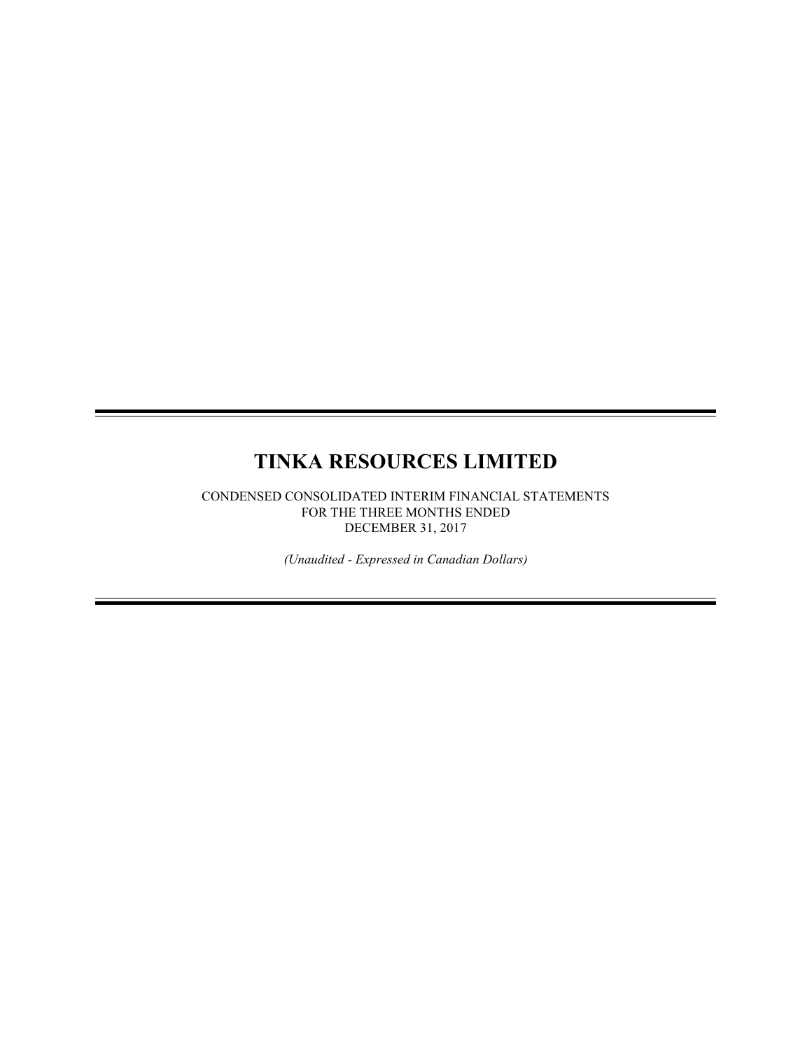# TINKA RESOURCES LIMITED

CONDENSED CONSOLIDATED INTERIM FINANCIAL STATEMENTS
FOR THE THREE MONTHS ENDED
DECEMBER 31, 2017

*(Unaudited - Expressed in Canadian Dollars)*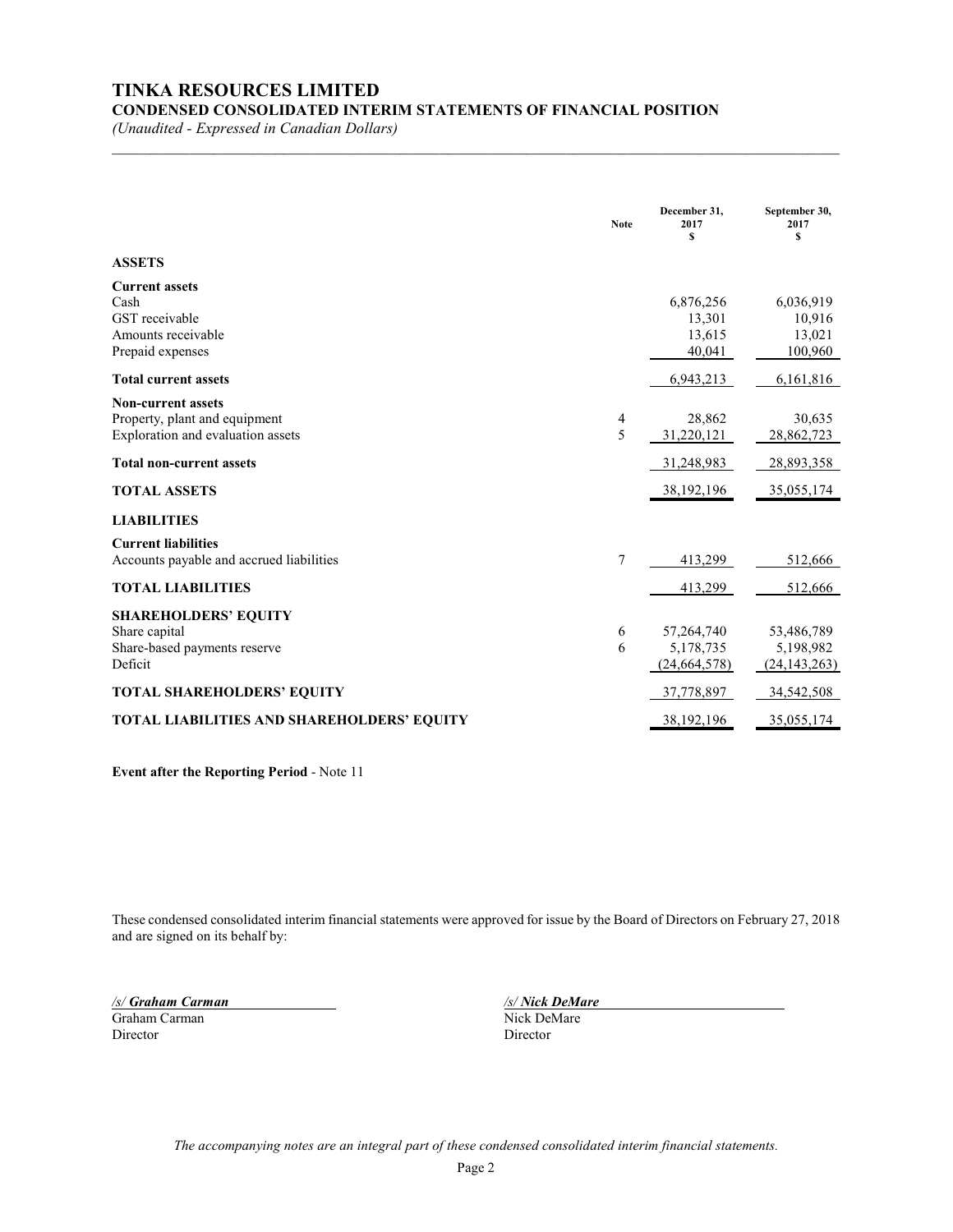# TINKA RESOURCES LIMITED

## CONDENSED CONSOLIDATED INTERIM STATEMENTS OF FINANCIAL POSITION

*(Unaudited - Expressed in Canadian Dollars)*

| | Note | December 31, 2017 $ | September 30, 2017 $ |
|---|---|---|---|
| **ASSETS** | | | |
| **Current assets** | | | |
| Cash | | 6,876,256 | 6,036,919 |
| GST receivable | | 13,301 | 10,916 |
| Amounts receivable | | 13,615 | 13,021 |
| Prepaid expenses | | 40,041 | 100,960 |
| **Total current assets** | | 6,943,213 | 6,161,816 |
| **Non-current assets** | | | |
| Property, plant and equipment | 4 | 28,862 | 30,635 |
| Exploration and evaluation assets | 5 | 31,220,121 | 28,862,723 |
| **Total non-current assets** | | 31,248,983 | 28,893,358 |
| **TOTAL ASSETS** | | 38,192,196 | 35,055,174 |
| **LIABILITIES** | | | |
| **Current liabilities** | | | |
| Accounts payable and accrued liabilities | 7 | 413,299 | 512,666 |
| **TOTAL LIABILITIES** | | 413,299 | 512,666 |
| **SHAREHOLDERS' EQUITY** | | | |
| Share capital | 6 | 57,264,740 | 53,486,789 |
| Share-based payments reserve | 6 | 5,178,735 | 5,198,982 |
| Deficit | | (24,664,578) | (24,143,263) |
| **TOTAL SHAREHOLDERS' EQUITY** | | 37,778,897 | 34,542,508 |
| **TOTAL LIABILITIES AND SHAREHOLDERS' EQUITY** | | 38,192,196 | 35,055,174 |

**Event after the Reporting Period** - Note 11

These condensed consolidated interim financial statements were approved for issue by the Board of Directors on February 27, 2018 and are signed on its behalf by:

*/s/ **Graham Carman***
Graham Carman
Director

*/s/ **Nick DeMare***
Nick DeMare
Director

*The accompanying notes are an integral part of these condensed consolidated interim financial statements.*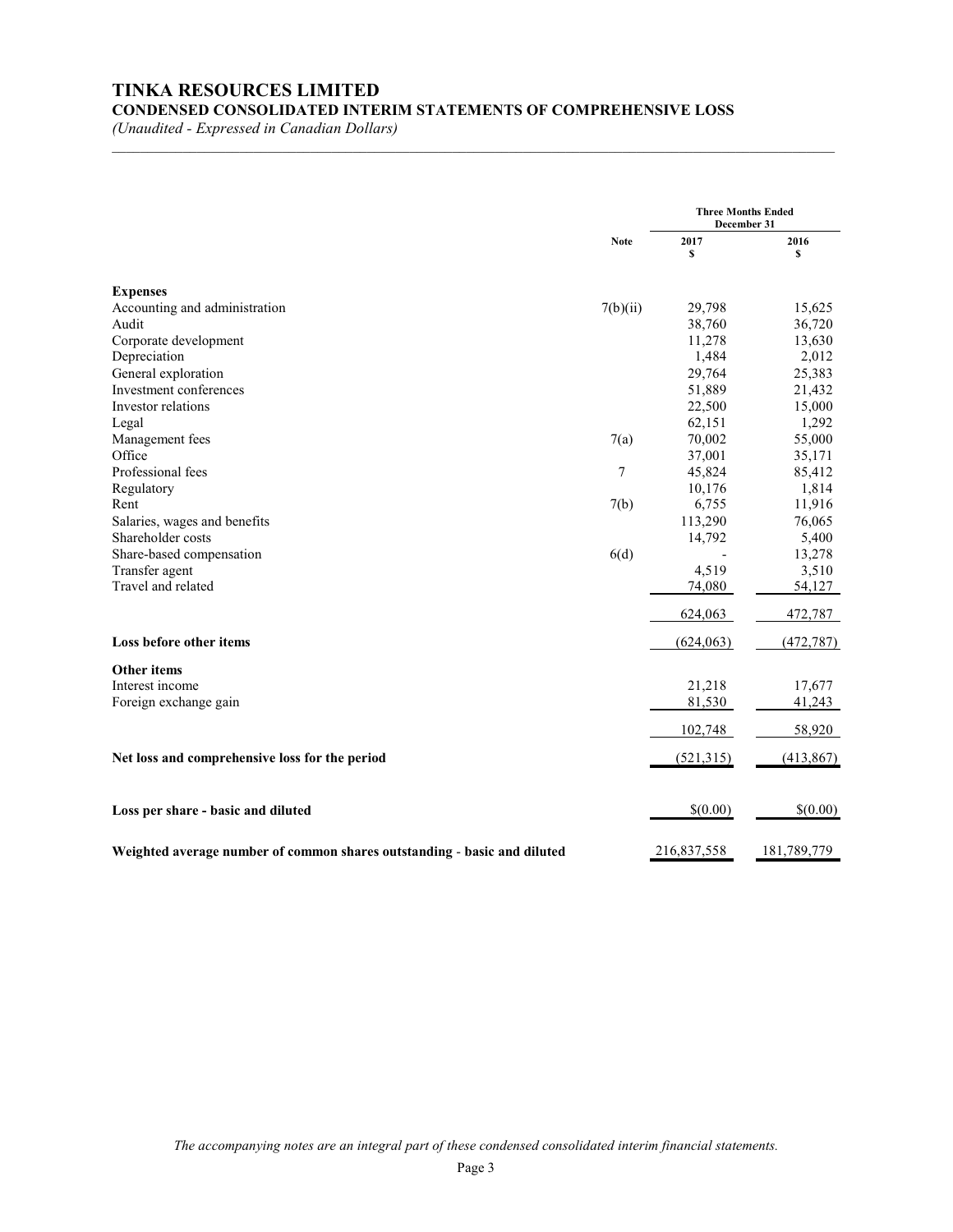# TINKA RESOURCES LIMITED

## CONDENSED CONSOLIDATED INTERIM STATEMENTS OF COMPREHENSIVE LOSS

*(Unaudited - Expressed in Canadian Dollars)*

| | Note | Three Months Ended December 31 | |
|---|---|---|---|
| | | 2017 $ | 2016 $ |
| **Expenses** | | | |
| Accounting and administration | 7(b)(ii) | 29,798 | 15,625 |
| Audit | | 38,760 | 36,720 |
| Corporate development | | 11,278 | 13,630 |
| Depreciation | | 1,484 | 2,012 |
| General exploration | | 29,764 | 25,383 |
| Investment conferences | | 51,889 | 21,432 |
| Investor relations | | 22,500 | 15,000 |
| Legal | | 62,151 | 1,292 |
| Management fees | 7(a) | 70,002 | 55,000 |
| Office | | 37,001 | 35,171 |
| Professional fees | 7 | 45,824 | 85,412 |
| Regulatory | | 10,176 | 1,814 |
| Rent | 7(b) | 6,755 | 11,916 |
| Salaries, wages and benefits | | 113,290 | 76,065 |
| Shareholder costs | | 14,792 | 5,400 |
| Share-based compensation | 6(d) | - | 13,278 |
| Transfer agent | | 4,519 | 3,510 |
| Travel and related | | 74,080 | 54,127 |
| | | 624,063 | 472,787 |
| **Loss before other items** | | (624,063) | (472,787) |
| **Other items** | | | |
| Interest income | | 21,218 | 17,677 |
| Foreign exchange gain | | 81,530 | 41,243 |
| | | 102,748 | 58,920 |
| **Net loss and comprehensive loss for the period** | | (521,315) | (413,867) |
| **Loss per share - basic and diluted** | | $(0.00) | $(0.00) |
| **Weighted average number of common shares outstanding - basic and diluted** | | 216,837,558 | 181,789,779 |

*The accompanying notes are an integral part of these condensed consolidated interim financial statements.*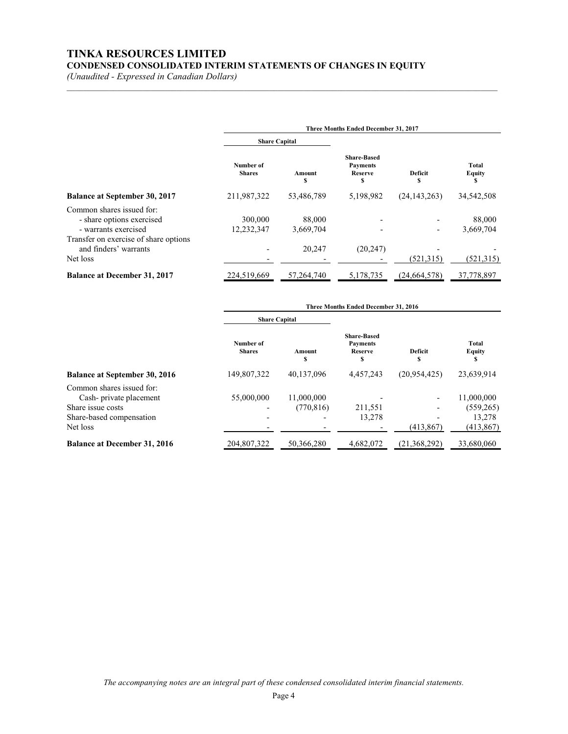# TINKA RESOURCES LIMITED

## CONDENSED CONSOLIDATED INTERIM STATEMENTS OF CHANGES IN EQUITY

*(Unaudited - Expressed in Canadian Dollars)*

| | Three Months Ended December 31, 2017 | | | | |
|---|---|---|---|---|---|
| | Share Capital | | | | |
| | Number of Shares | Amount $ | Share-Based Payments Reserve $ | Deficit $ | Total Equity $ |
| **Balance at September 30, 2017** | 211,987,322 | 53,486,789 | 5,198,982 | (24,143,263) | 34,542,508 |
| Common shares issued for: | | | | | |
| - share options exercised | 300,000 | 88,000 | - | - | 88,000 |
| - warrants exercised | 12,232,347 | 3,669,704 | - | - | 3,669,704 |
| Transfer on exercise of share options and finders' warrants | - | 20,247 | (20,247) | - | - |
| Net loss | - | - | - | (521,315) | (521,315) |
| **Balance at December 31, 2017** | 224,519,669 | 57,264,740 | 5,178,735 | (24,664,578) | 37,778,897 |

| | Three Months Ended December 31, 2016 | | | | |
|---|---|---|---|---|---|
| | Share Capital | | | | |
| | Number of Shares | Amount $ | Share-Based Payments Reserve $ | Deficit $ | Total Equity $ |
| **Balance at September 30, 2016** | 149,807,322 | 40,137,096 | 4,457,243 | (20,954,425) | 23,639,914 |
| Common shares issued for: | | | | | |
| Cash- private placement | 55,000,000 | 11,000,000 | - | - | 11,000,000 |
| Share issue costs | - | (770,816) | 211,551 | - | (559,265) |
| Share-based compensation | - | - | 13,278 | - | 13,278 |
| Net loss | - | - | - | (413,867) | (413,867) |
| **Balance at December 31, 2016** | 204,807,322 | 50,366,280 | 4,682,072 | (21,368,292) | 33,680,060 |

*The accompanying notes are an integral part of these condensed consolidated interim financial statements.*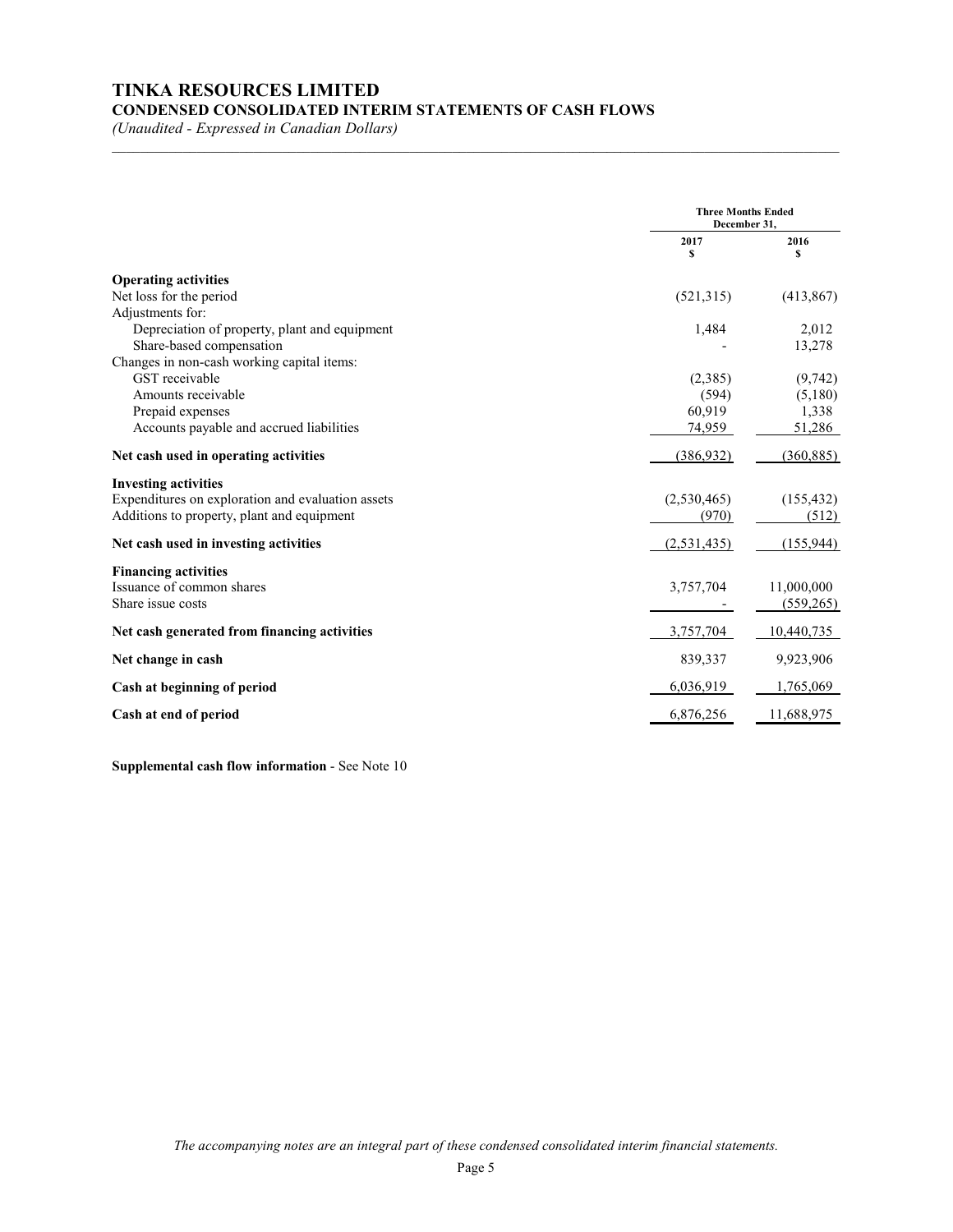# TINKA RESOURCES LIMITED

## CONDENSED CONSOLIDATED INTERIM STATEMENTS OF CASH FLOWS

*(Unaudited - Expressed in Canadian Dollars)*

| | Three Months Ended December 31, | |
|---|---|---|
| | 2017<br>$ | 2016<br>$ |
| **Operating activities** | | |
| Net loss for the period | (521,315) | (413,867) |
| Adjustments for: | | |
| Depreciation of property, plant and equipment | 1,484 | 2,012 |
| Share-based compensation | - | 13,278 |
| Changes in non-cash working capital items: | | |
| GST receivable | (2,385) | (9,742) |
| Amounts receivable | (594) | (5,180) |
| Prepaid expenses | 60,919 | 1,338 |
| Accounts payable and accrued liabilities | 74,959 | 51,286 |
| **Net cash used in operating activities** | (386,932) | (360,885) |
| **Investing activities** | | |
| Expenditures on exploration and evaluation assets | (2,530,465) | (155,432) |
| Additions to property, plant and equipment | (970) | (512) |
| **Net cash used in investing activities** | (2,531,435) | (155,944) |
| **Financing activities** | | |
| Issuance of common shares | 3,757,704 | 11,000,000 |
| Share issue costs | - | (559,265) |
| **Net cash generated from financing activities** | 3,757,704 | 10,440,735 |
| **Net change in cash** | 839,337 | 9,923,906 |
| **Cash at beginning of period** | 6,036,919 | 1,765,069 |
| **Cash at end of period** | 6,876,256 | 11,688,975 |

**Supplemental cash flow information** - See Note 10

*The accompanying notes are an integral part of these condensed consolidated interim financial statements.*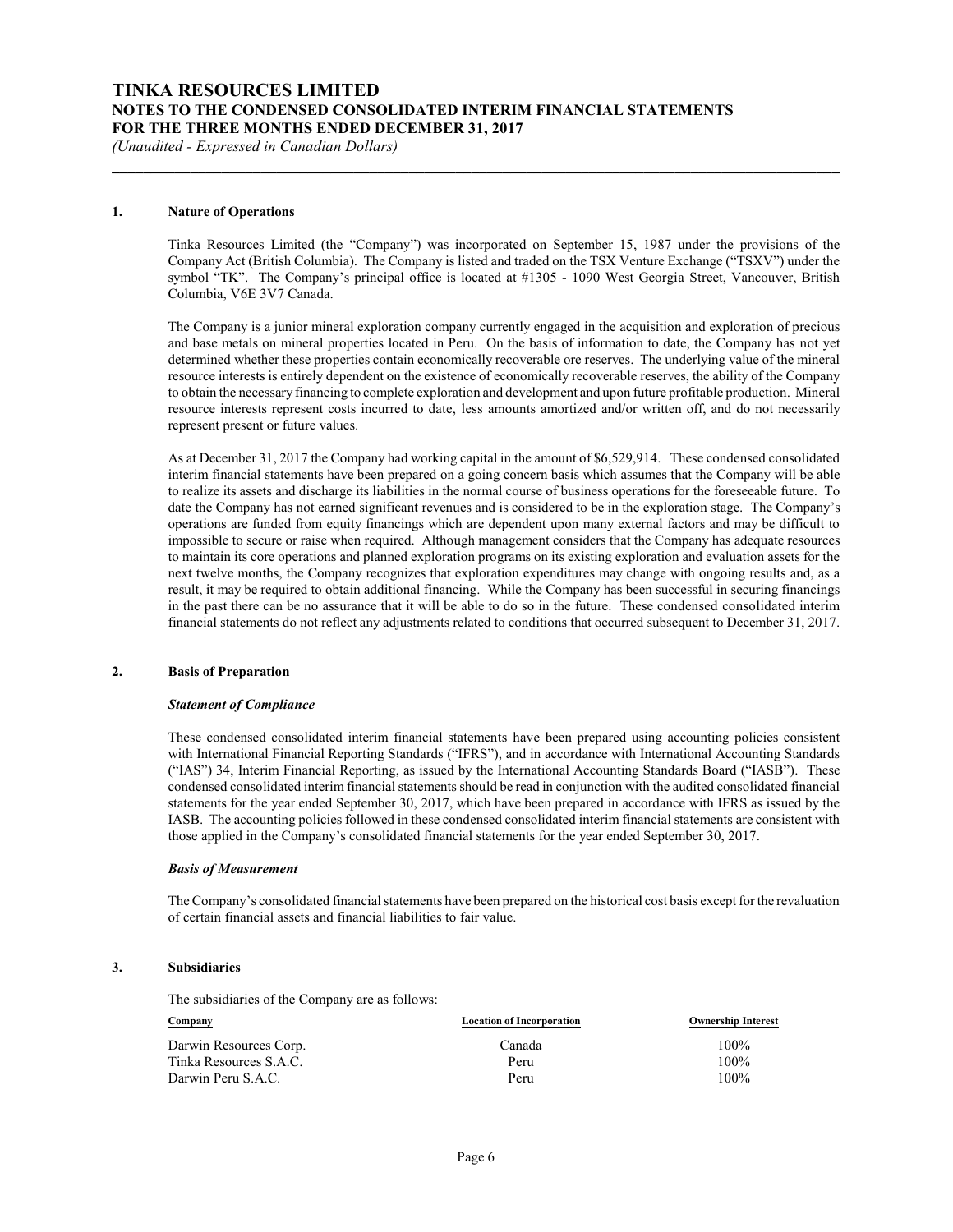# TINKA RESOURCES LIMITED
## NOTES TO THE CONDENSED CONSOLIDATED INTERIM FINANCIAL STATEMENTS
## FOR THE THREE MONTHS ENDED DECEMBER 31, 2017
*(Unaudited - Expressed in Canadian Dollars)*

### 1. Nature of Operations

Tinka Resources Limited (the "Company") was incorporated on September 15, 1987 under the provisions of the Company Act (British Columbia). The Company is listed and traded on the TSX Venture Exchange ("TSXV") under the symbol "TK". The Company's principal office is located at #1305 - 1090 West Georgia Street, Vancouver, British Columbia, V6E 3V7 Canada.

The Company is a junior mineral exploration company currently engaged in the acquisition and exploration of precious and base metals on mineral properties located in Peru. On the basis of information to date, the Company has not yet determined whether these properties contain economically recoverable ore reserves. The underlying value of the mineral resource interests is entirely dependent on the existence of economically recoverable reserves, the ability of the Company to obtain the necessary financing to complete exploration and development and upon future profitable production. Mineral resource interests represent costs incurred to date, less amounts amortized and/or written off, and do not necessarily represent present or future values.

As at December 31, 2017 the Company had working capital in the amount of $6,529,914. These condensed consolidated interim financial statements have been prepared on a going concern basis which assumes that the Company will be able to realize its assets and discharge its liabilities in the normal course of business operations for the foreseeable future. To date the Company has not earned significant revenues and is considered to be in the exploration stage. The Company's operations are funded from equity financings which are dependent upon many external factors and may be difficult to impossible to secure or raise when required. Although management considers that the Company has adequate resources to maintain its core operations and planned exploration programs on its existing exploration and evaluation assets for the next twelve months, the Company recognizes that exploration expenditures may change with ongoing results and, as a result, it may be required to obtain additional financing. While the Company has been successful in securing financings in the past there can be no assurance that it will be able to do so in the future. These condensed consolidated interim financial statements do not reflect any adjustments related to conditions that occurred subsequent to December 31, 2017.

### 2. Basis of Preparation

***Statement of Compliance***

These condensed consolidated interim financial statements have been prepared using accounting policies consistent with International Financial Reporting Standards ("IFRS"), and in accordance with International Accounting Standards ("IAS") 34, Interim Financial Reporting, as issued by the International Accounting Standards Board ("IASB"). These condensed consolidated interim financial statements should be read in conjunction with the audited consolidated financial statements for the year ended September 30, 2017, which have been prepared in accordance with IFRS as issued by the IASB. The accounting policies followed in these condensed consolidated interim financial statements are consistent with those applied in the Company's consolidated financial statements for the year ended September 30, 2017.

***Basis of Measurement***

The Company's consolidated financial statements have been prepared on the historical cost basis except for the revaluation of certain financial assets and financial liabilities to fair value.

### 3. Subsidiaries

The subsidiaries of the Company are as follows:

| Company | Location of Incorporation | Ownership Interest |
|---|---|---|
| Darwin Resources Corp. | Canada | 100% |
| Tinka Resources S.A.C. | Peru | 100% |
| Darwin Peru S.A.C. | Peru | 100% |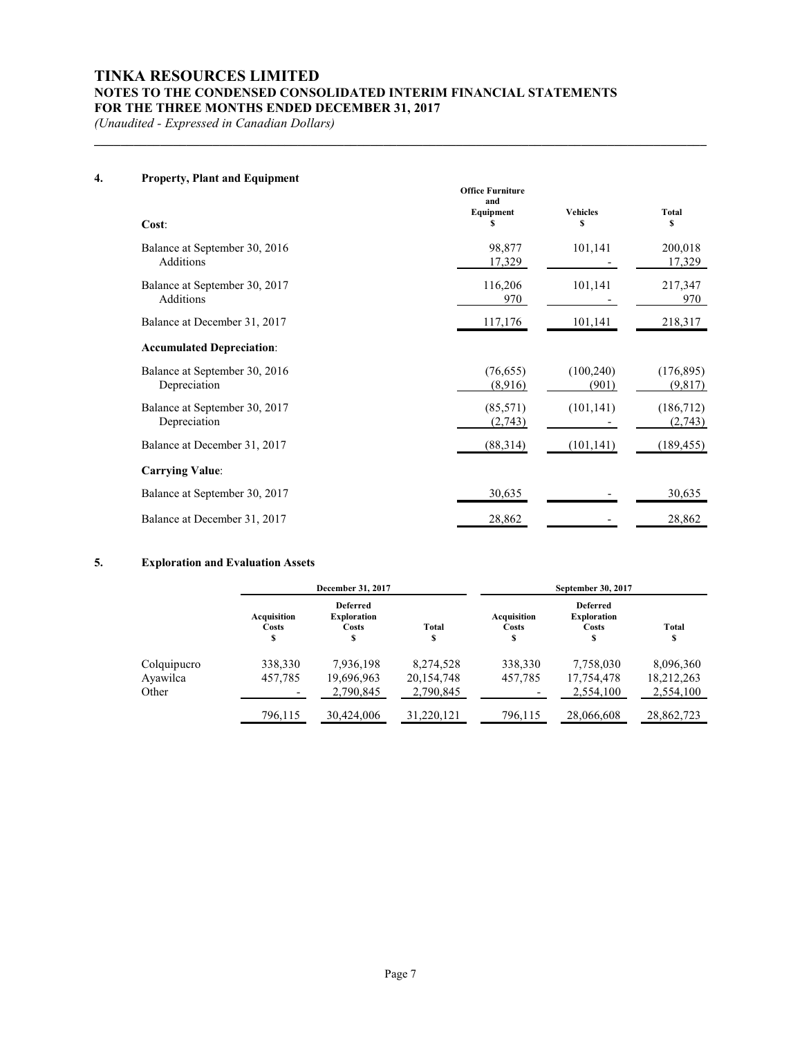# TINKA RESOURCES LIMITED
## NOTES TO THE CONDENSED CONSOLIDATED INTERIM FINANCIAL STATEMENTS
## FOR THE THREE MONTHS ENDED DECEMBER 31, 2017

*(Unaudited - Expressed in Canadian Dollars)*

### 4. Property, Plant and Equipment

| | Office Furniture and Equipment $ | Vehicles $ | Total $ |
|---|---|---|---|
| **Cost**: | | | |
| Balance at September 30, 2016 | 98,877 | 101,141 | 200,018 |
| Additions | 17,329 | - | 17,329 |
| Balance at September 30, 2017 | 116,206 | 101,141 | 217,347 |
| Additions | 970 | - | 970 |
| Balance at December 31, 2017 | 117,176 | 101,141 | 218,317 |
| **Accumulated Depreciation**: | | | |
| Balance at September 30, 2016 | (76,655) | (100,240) | (176,895) |
| Depreciation | (8,916) | (901) | (9,817) |
| Balance at September 30, 2017 | (85,571) | (101,141) | (186,712) |
| Depreciation | (2,743) | - | (2,743) |
| Balance at December 31, 2017 | (88,314) | (101,141) | (189,455) |
| **Carrying Value**: | | | |
| Balance at September 30, 2017 | 30,635 | - | 30,635 |
| Balance at December 31, 2017 | 28,862 | - | 28,862 |

### 5. Exploration and Evaluation Assets

| | December 31, 2017 | | | September 30, 2017 | | |
|---|---|---|---|---|---|---|
| | Acquisition Costs $ | Deferred Exploration Costs $ | Total $ | Acquisition Costs $ | Deferred Exploration Costs $ | Total $ |
| Colquipucro | 338,330 | 7,936,198 | 8,274,528 | 338,330 | 7,758,030 | 8,096,360 |
| Ayawilca | 457,785 | 19,696,963 | 20,154,748 | 457,785 | 17,754,478 | 18,212,263 |
| Other | - | 2,790,845 | 2,790,845 | - | 2,554,100 | 2,554,100 |
| | 796,115 | 30,424,006 | 31,220,121 | 796,115 | 28,066,608 | 28,862,723 |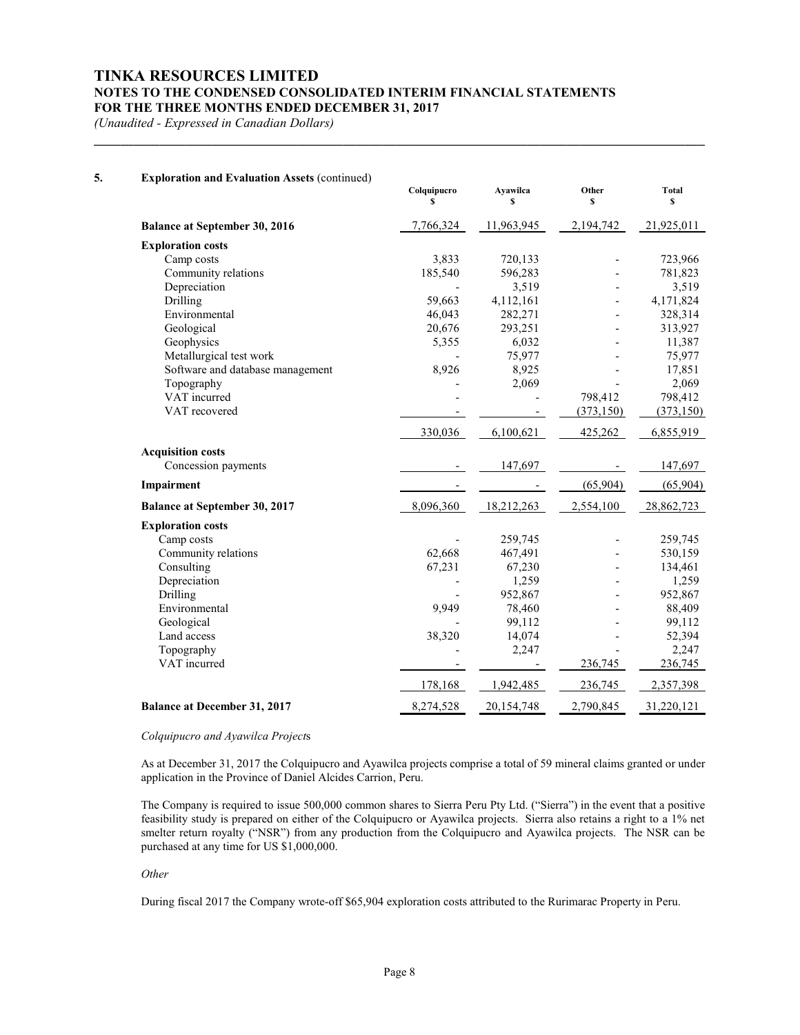# TINKA RESOURCES LIMITED
## NOTES TO THE CONDENSED CONSOLIDATED INTERIM FINANCIAL STATEMENTS
## FOR THE THREE MONTHS ENDED DECEMBER 31, 2017
*(Unaudited - Expressed in Canadian Dollars)*

**5. Exploration and Evaluation Assets** (continued)

| | Colquipucro $ | Ayawilca $ | Other $ | Total $ |
|---|---|---|---|---|
| **Balance at September 30, 2016** | 7,766,324 | 11,963,945 | 2,194,742 | 21,925,011 |
| **Exploration costs** | | | | |
| Camp costs | 3,833 | 720,133 | - | 723,966 |
| Community relations | 185,540 | 596,283 | - | 781,823 |
| Depreciation | - | 3,519 | - | 3,519 |
| Drilling | 59,663 | 4,112,161 | - | 4,171,824 |
| Environmental | 46,043 | 282,271 | - | 328,314 |
| Geological | 20,676 | 293,251 | - | 313,927 |
| Geophysics | 5,355 | 6,032 | - | 11,387 |
| Metallurgical test work | - | 75,977 | - | 75,977 |
| Software and database management | 8,926 | 8,925 | - | 17,851 |
| Topography | - | 2,069 | - | 2,069 |
| VAT incurred | - | - | 798,412 | 798,412 |
| VAT recovered | - | - | (373,150) | (373,150) |
| | 330,036 | 6,100,621 | 425,262 | 6,855,919 |
| **Acquisition costs** | | | | |
| Concession payments | - | 147,697 | - | 147,697 |
| **Impairment** | - | - | (65,904) | (65,904) |
| **Balance at September 30, 2017** | 8,096,360 | 18,212,263 | 2,554,100 | 28,862,723 |
| **Exploration costs** | | | | |
| Camp costs | - | 259,745 | - | 259,745 |
| Community relations | 62,668 | 467,491 | - | 530,159 |
| Consulting | 67,231 | 67,230 | - | 134,461 |
| Depreciation | - | 1,259 | - | 1,259 |
| Drilling | - | 952,867 | - | 952,867 |
| Environmental | 9,949 | 78,460 | - | 88,409 |
| Geological | - | 99,112 | - | 99,112 |
| Land access | 38,320 | 14,074 | - | 52,394 |
| Topography | - | 2,247 | - | 2,247 |
| VAT incurred | - | - | 236,745 | 236,745 |
| | 178,168 | 1,942,485 | 236,745 | 2,357,398 |
| **Balance at December 31, 2017** | 8,274,528 | 20,154,748 | 2,790,845 | 31,220,121 |

*Colquipucro and Ayawilca Projects*

As at December 31, 2017 the Colquipucro and Ayawilca projects comprise a total of 59 mineral claims granted or under application in the Province of Daniel Alcides Carrion, Peru.

The Company is required to issue 500,000 common shares to Sierra Peru Pty Ltd. ("Sierra") in the event that a positive feasibility study is prepared on either of the Colquipucro or Ayawilca projects. Sierra also retains a right to a 1% net smelter return royalty ("NSR") from any production from the Colquipucro and Ayawilca projects. The NSR can be purchased at any time for US $1,000,000.

*Other*

During fiscal 2017 the Company wrote-off $65,904 exploration costs attributed to the Rurimarac Property in Peru.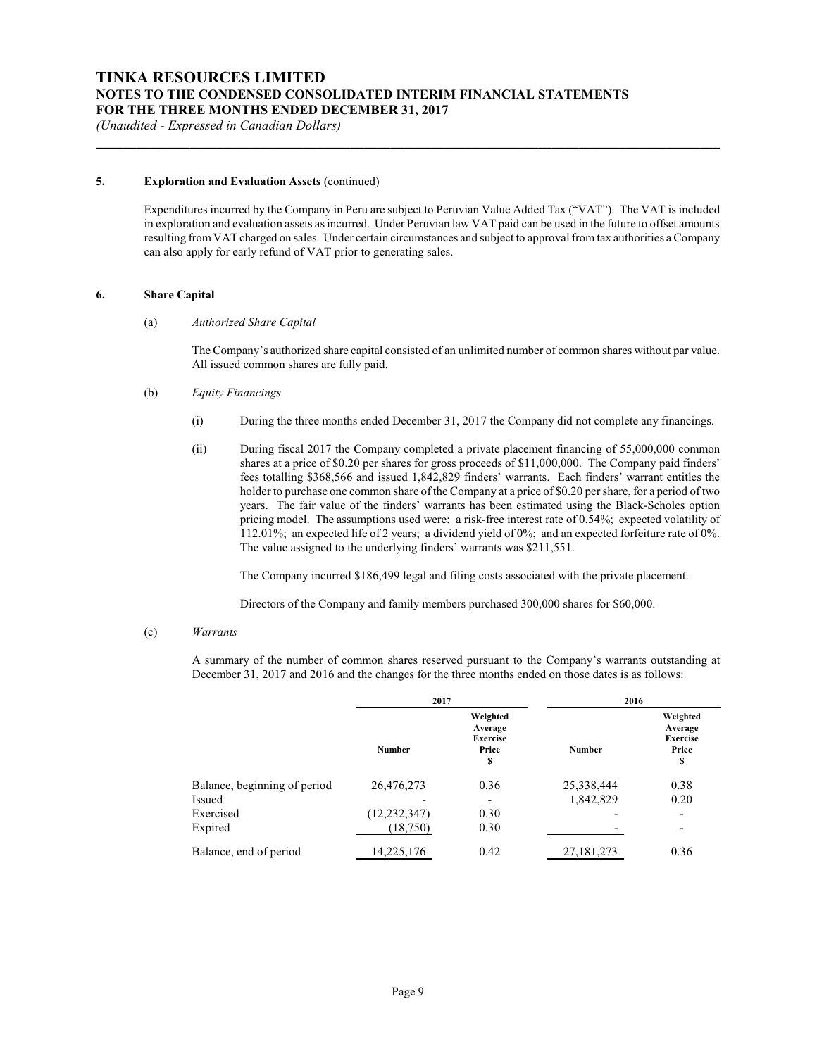### 5. Exploration and Evaluation Assets (continued)

Expenditures incurred by the Company in Peru are subject to Peruvian Value Added Tax ("VAT"). The VAT is included in exploration and evaluation assets as incurred. Under Peruvian law VAT paid can be used in the future to offset amounts resulting from VAT charged on sales. Under certain circumstances and subject to approval from tax authorities a Company can also apply for early refund of VAT prior to generating sales.

### 6. Share Capital

(a) *Authorized Share Capital*

The Company's authorized share capital consisted of an unlimited number of common shares without par value. All issued common shares are fully paid.

(b) *Equity Financings*

(i) During the three months ended December 31, 2017 the Company did not complete any financings.

(ii) During fiscal 2017 the Company completed a private placement financing of 55,000,000 common shares at a price of $0.20 per shares for gross proceeds of $11,000,000. The Company paid finders' fees totalling $368,566 and issued 1,842,829 finders' warrants. Each finders' warrant entitles the holder to purchase one common share of the Company at a price of $0.20 per share, for a period of two years. The fair value of the finders' warrants has been estimated using the Black-Scholes option pricing model. The assumptions used were: a risk-free interest rate of 0.54%; expected volatility of 112.01%; an expected life of 2 years; a dividend yield of 0%; and an expected forfeiture rate of 0%. The value assigned to the underlying finders' warrants was $211,551.

The Company incurred $186,499 legal and filing costs associated with the private placement.

Directors of the Company and family members purchased 300,000 shares for $60,000.

(c) *Warrants*

A summary of the number of common shares reserved pursuant to the Company's warrants outstanding at December 31, 2017 and 2016 and the changes for the three months ended on those dates is as follows:

| | 2017 | | 2016 | |
|---|---|---|---|---|
| | Number | Weighted Average Exercise Price $ | Number | Weighted Average Exercise Price $ |
| Balance, beginning of period | 26,476,273 | 0.36 | 25,338,444 | 0.38 |
| Issued | - | - | 1,842,829 | 0.20 |
| Exercised | (12,232,347) | 0.30 | - | - |
| Expired | (18,750) | 0.30 | - | - |
| Balance, end of period | 14,225,176 | 0.42 | 27,181,273 | 0.36 |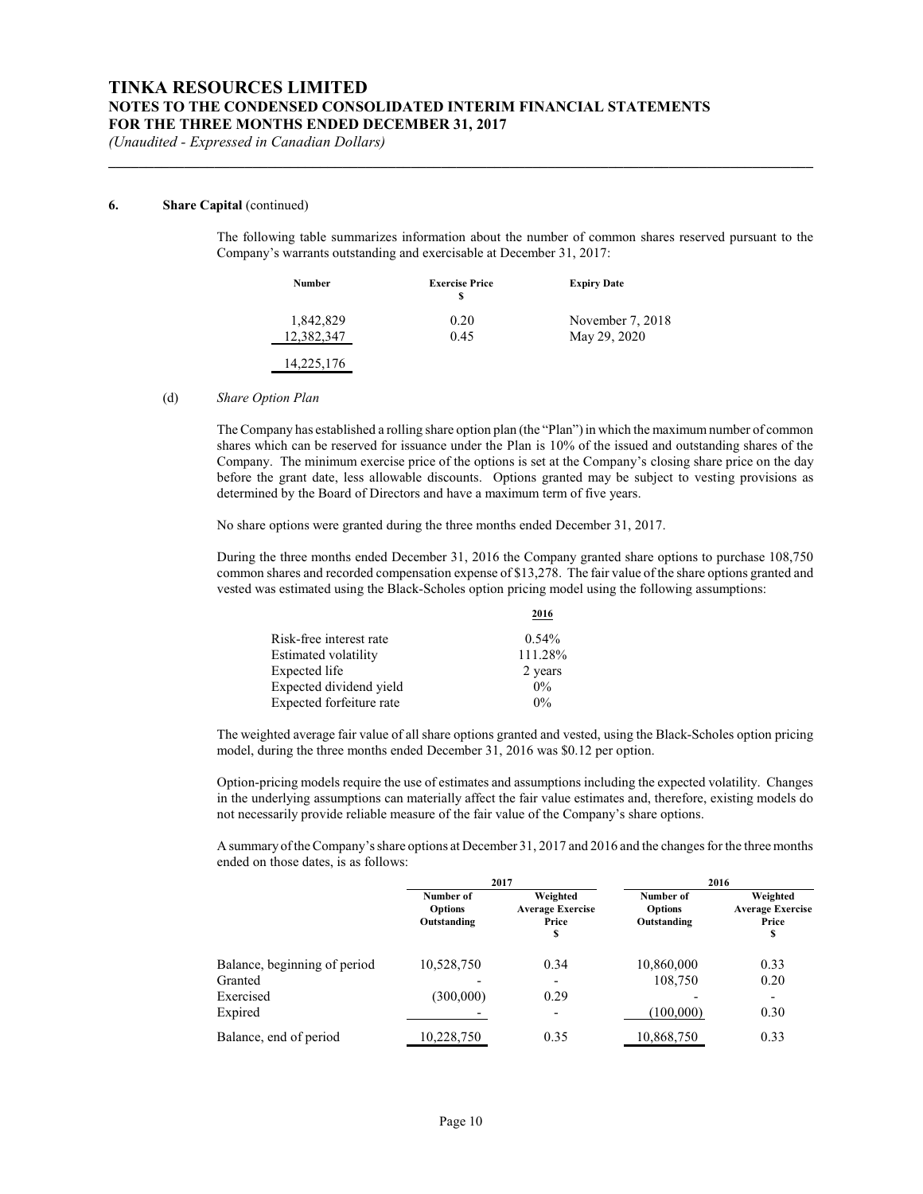### 6. Share Capital (continued)

The following table summarizes information about the number of common shares reserved pursuant to the Company's warrants outstanding and exercisable at December 31, 2017:

| Number | Exercise Price $ | Expiry Date |
|---|---|---|
| 1,842,829 | 0.20 | November 7, 2018 |
| 12,382,347 | 0.45 | May 29, 2020 |
| 14,225,176 | | |

(d) *Share Option Plan*

The Company has established a rolling share option plan (the "Plan") in which the maximum number of common shares which can be reserved for issuance under the Plan is 10% of the issued and outstanding shares of the Company. The minimum exercise price of the options is set at the Company's closing share price on the day before the grant date, less allowable discounts. Options granted may be subject to vesting provisions as determined by the Board of Directors and have a maximum term of five years.

No share options were granted during the three months ended December 31, 2017.

During the three months ended December 31, 2016 the Company granted share options to purchase 108,750 common shares and recorded compensation expense of $13,278. The fair value of the share options granted and vested was estimated using the Black-Scholes option pricing model using the following assumptions:

| | 2016 |
|---|---|
| Risk-free interest rate | 0.54% |
| Estimated volatility | 111.28% |
| Expected life | 2 years |
| Expected dividend yield | 0% |
| Expected forfeiture rate | 0% |

The weighted average fair value of all share options granted and vested, using the Black-Scholes option pricing model, during the three months ended December 31, 2016 was $0.12 per option.

Option-pricing models require the use of estimates and assumptions including the expected volatility. Changes in the underlying assumptions can materially affect the fair value estimates and, therefore, existing models do not necessarily provide reliable measure of the fair value of the Company's share options.

A summary of the Company's share options at December 31, 2017 and 2016 and the changes for the three months ended on those dates, is as follows:

| | 2017 | | 2016 | |
|---|---|---|---|---|
| | Number of Options Outstanding | Weighted Average Exercise Price $ | Number of Options Outstanding | Weighted Average Exercise Price $ |
| Balance, beginning of period | 10,528,750 | 0.34 | 10,860,000 | 0.33 |
| Granted | - | - | 108,750 | 0.20 |
| Exercised | (300,000) | 0.29 | - | - |
| Expired | - | - | (100,000) | 0.30 |
| Balance, end of period | 10,228,750 | 0.35 | 10,868,750 | 0.33 |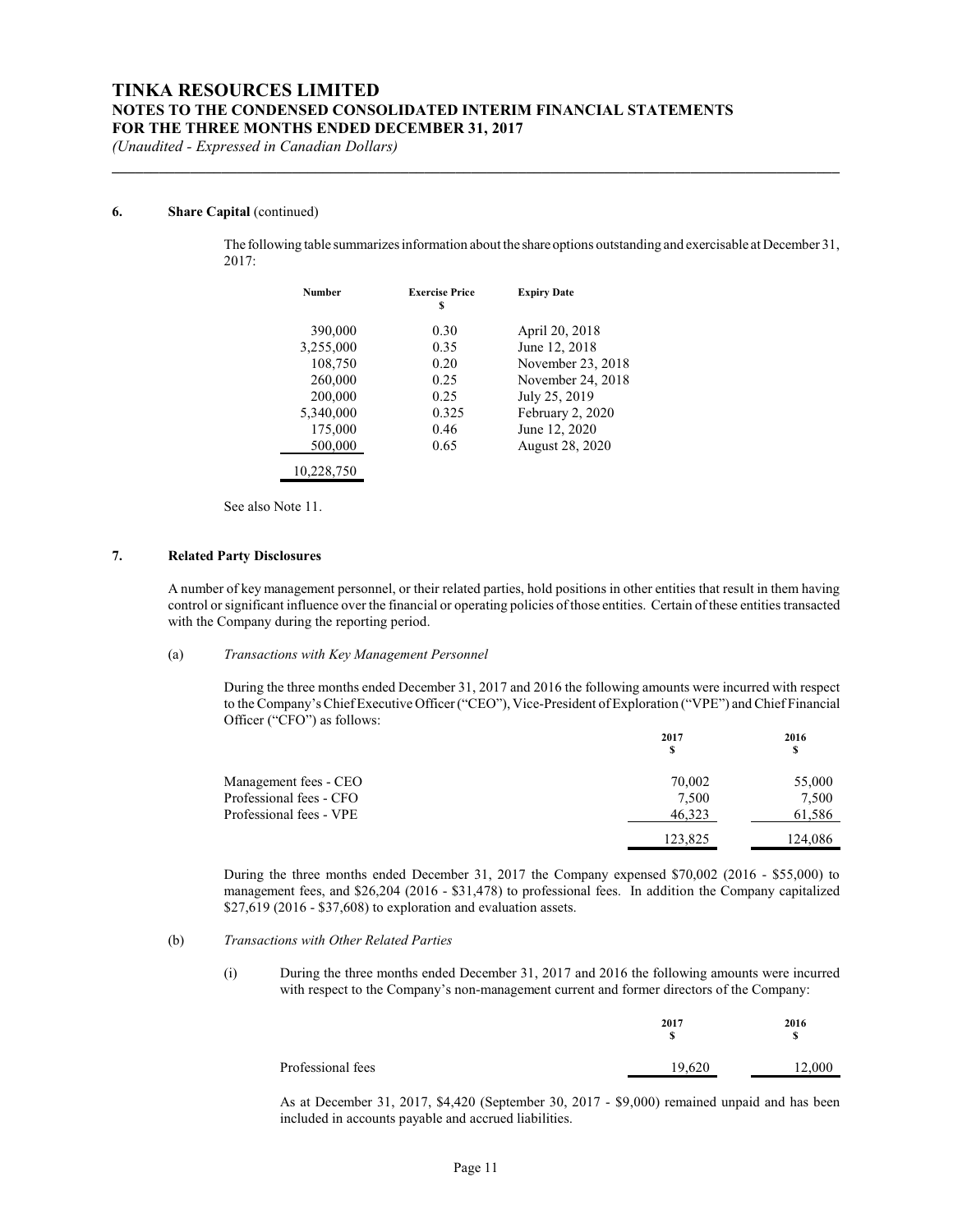### 6. Share Capital (continued)

The following table summarizes information about the share options outstanding and exercisable at December 31, 2017:

| Number | Exercise Price $ | Expiry Date |
|---|---|---|
| 390,000 | 0.30 | April 20, 2018 |
| 3,255,000 | 0.35 | June 12, 2018 |
| 108,750 | 0.20 | November 23, 2018 |
| 260,000 | 0.25 | November 24, 2018 |
| 200,000 | 0.25 | July 25, 2019 |
| 5,340,000 | 0.325 | February 2, 2020 |
| 175,000 | 0.46 | June 12, 2020 |
| 500,000 | 0.65 | August 28, 2020 |
| 10,228,750 | | |

See also Note 11.

### 7. Related Party Disclosures

A number of key management personnel, or their related parties, hold positions in other entities that result in them having control or significant influence over the financial or operating policies of those entities. Certain of these entities transacted with the Company during the reporting period.

(a) *Transactions with Key Management Personnel*

During the three months ended December 31, 2017 and 2016 the following amounts were incurred with respect to the Company's Chief Executive Officer ("CEO"), Vice-President of Exploration ("VPE") and Chief Financial Officer ("CFO") as follows:

| | 2017 $ | 2016 $ |
|---|---|---|
| Management fees - CEO | 70,002 | 55,000 |
| Professional fees - CFO | 7,500 | 7,500 |
| Professional fees - VPE | 46,323 | 61,586 |
| | 123,825 | 124,086 |

During the three months ended December 31, 2017 the Company expensed $70,002 (2016 - $55,000) to management fees, and $26,204 (2016 - $31,478) to professional fees. In addition the Company capitalized $27,619 (2016 - $37,608) to exploration and evaluation assets.

(b) *Transactions with Other Related Parties*

(i) During the three months ended December 31, 2017 and 2016 the following amounts were incurred with respect to the Company's non-management current and former directors of the Company:

| | 2017 $ | 2016 $ |
|---|---|---|
| Professional fees | 19,620 | 12,000 |

As at December 31, 2017, $4,420 (September 30, 2017 - $9,000) remained unpaid and has been included in accounts payable and accrued liabilities.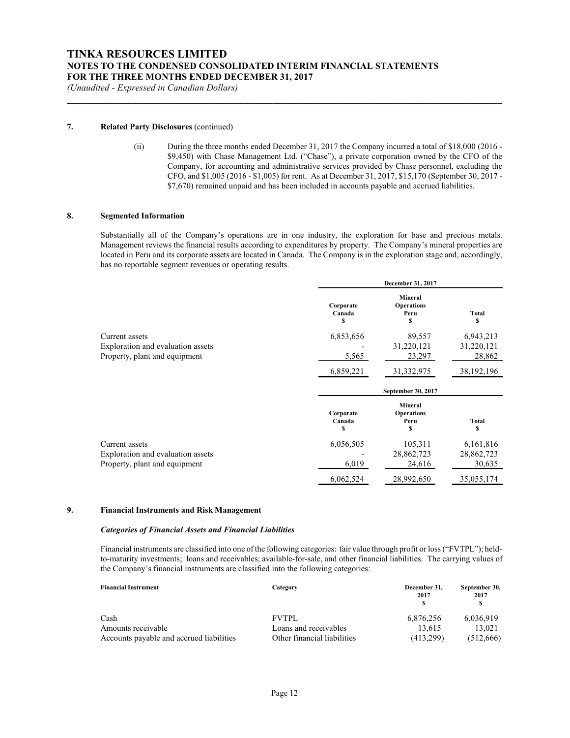## 7. Related Party Disclosures (continued)

(ii) During the three months ended December 31, 2017 the Company incurred a total of \$18,000 (2016 - \$9,450) with Chase Management Ltd. ("Chase"), a private corporation owned by the CFO of the Company, for accounting and administrative services provided by Chase personnel, excluding the CFO, and \$1,005 (2016 - \$1,005) for rent. As at December 31, 2017, \$15,170 (September 30, 2017 - \$7,670) remained unpaid and has been included in accounts payable and accrued liabilities.

## 8. Segmented Information

Substantially all of the Company's operations are in one industry, the exploration for base and precious metals. Management reviews the financial results according to expenditures by property. The Company's mineral properties are located in Peru and its corporate assets are located in Canada. The Company is in the exploration stage and, accordingly, has no reportable segment revenues or operating results.

| | December 31, 2017 | | |
|---|---|---|---|
| | Corporate Canada \$ | Mineral Operations Peru \$ | Total \$ |
| Current assets | 6,853,656 | 89,557 | 6,943,213 |
| Exploration and evaluation assets | - | 31,220,121 | 31,220,121 |
| Property, plant and equipment | 5,565 | 23,297 | 28,862 |
| | 6,859,221 | 31,332,975 | 38,192,196 |

| | September 30, 2017 | | |
|---|---|---|---|
| | Corporate Canada \$ | Mineral Operations Peru \$ | Total \$ |
| Current assets | 6,056,505 | 105,311 | 6,161,816 |
| Exploration and evaluation assets | - | 28,862,723 | 28,862,723 |
| Property, plant and equipment | 6,019 | 24,616 | 30,635 |
| | 6,062,524 | 28,992,650 | 35,055,174 |

## 9. Financial Instruments and Risk Management

***Categories of Financial Assets and Financial Liabilities***

Financial instruments are classified into one of the following categories: fair value through profit or loss ("FVTPL"); held-to-maturity investments; loans and receivables; available-for-sale, and other financial liabilities. The carrying values of the Company's financial instruments are classified into the following categories:

| Financial Instrument | Category | December 31, 2017 \$ | September 30, 2017 \$ |
|---|---|---|---|
| Cash | FVTPL | 6,876,256 | 6,036,919 |
| Amounts receivable | Loans and receivables | 13,615 | 13,021 |
| Accounts payable and accrued liabilities | Other financial liabilities | (413,299) | (512,666) |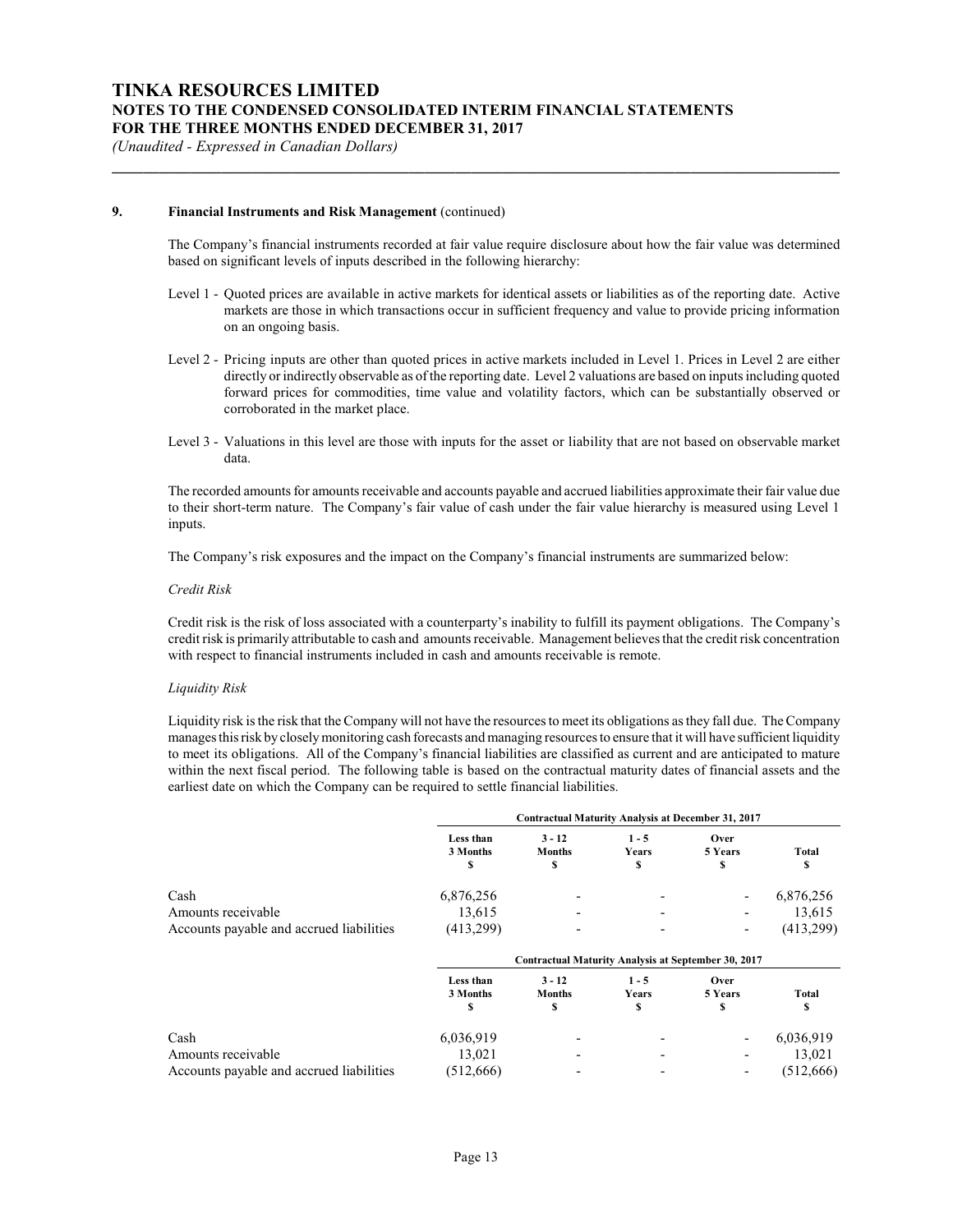## 9. Financial Instruments and Risk Management (continued)

The Company's financial instruments recorded at fair value require disclosure about how the fair value was determined based on significant levels of inputs described in the following hierarchy:

- Level 1 - Quoted prices are available in active markets for identical assets or liabilities as of the reporting date. Active markets are those in which transactions occur in sufficient frequency and value to provide pricing information on an ongoing basis.
- Level 2 - Pricing inputs are other than quoted prices in active markets included in Level 1. Prices in Level 2 are either directly or indirectly observable as of the reporting date. Level 2 valuations are based on inputs including quoted forward prices for commodities, time value and volatility factors, which can be substantially observed or corroborated in the market place.
- Level 3 - Valuations in this level are those with inputs for the asset or liability that are not based on observable market data.

The recorded amounts for amounts receivable and accounts payable and accrued liabilities approximate their fair value due to their short-term nature. The Company's fair value of cash under the fair value hierarchy is measured using Level 1 inputs.

The Company's risk exposures and the impact on the Company's financial instruments are summarized below:

*Credit Risk*

Credit risk is the risk of loss associated with a counterparty's inability to fulfill its payment obligations. The Company's credit risk is primarily attributable to cash and amounts receivable. Management believes that the credit risk concentration with respect to financial instruments included in cash and amounts receivable is remote.

*Liquidity Risk*

Liquidity risk is the risk that the Company will not have the resources to meet its obligations as they fall due. The Company manages this risk by closely monitoring cash forecasts and managing resources to ensure that it will have sufficient liquidity to meet its obligations. All of the Company's financial liabilities are classified as current and are anticipated to mature within the next fiscal period. The following table is based on the contractual maturity dates of financial assets and the earliest date on which the Company can be required to settle financial liabilities.

| | Contractual Maturity Analysis at December 31, 2017 | | | | |
|---|---|---|---|---|---|
| | Less than 3 Months $ | 3 - 12 Months $ | 1 - 5 Years $ | Over 5 Years $ | Total $ |
| Cash | 6,876,256 | - | - | - | 6,876,256 |
| Amounts receivable | 13,615 | - | - | - | 13,615 |
| Accounts payable and accrued liabilities | (413,299) | - | - | - | (413,299) |

| | Contractual Maturity Analysis at September 30, 2017 | | | | |
|---|---|---|---|---|---|
| | Less than 3 Months $ | 3 - 12 Months $ | 1 - 5 Years $ | Over 5 Years $ | Total $ |
| Cash | 6,036,919 | - | - | - | 6,036,919 |
| Amounts receivable | 13,021 | - | - | - | 13,021 |
| Accounts payable and accrued liabilities | (512,666) | - | - | - | (512,666) |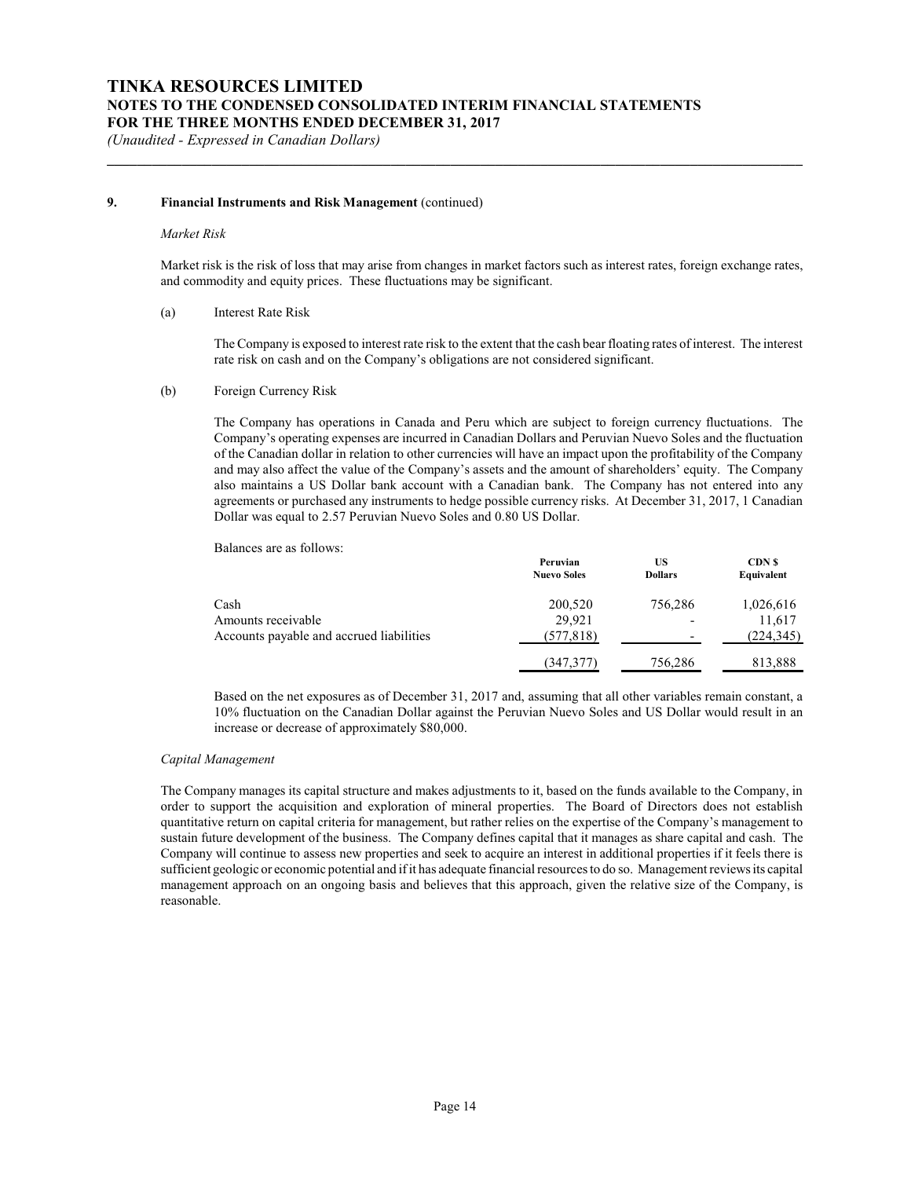## 9. Financial Instruments and Risk Management (continued)

*Market Risk*

Market risk is the risk of loss that may arise from changes in market factors such as interest rates, foreign exchange rates, and commodity and equity prices. These fluctuations may be significant.

(a) Interest Rate Risk

The Company is exposed to interest rate risk to the extent that the cash bear floating rates of interest. The interest rate risk on cash and on the Company's obligations are not considered significant.

(b) Foreign Currency Risk

The Company has operations in Canada and Peru which are subject to foreign currency fluctuations. The Company's operating expenses are incurred in Canadian Dollars and Peruvian Nuevo Soles and the fluctuation of the Canadian dollar in relation to other currencies will have an impact upon the profitability of the Company and may also affect the value of the Company's assets and the amount of shareholders' equity. The Company also maintains a US Dollar bank account with a Canadian bank. The Company has not entered into any agreements or purchased any instruments to hedge possible currency risks. At December 31, 2017, 1 Canadian Dollar was equal to 2.57 Peruvian Nuevo Soles and 0.80 US Dollar.

Balances are as follows:

| | Peruvian Nuevo Soles | US Dollars | CDN $ Equivalent |
|---|---|---|---|
| Cash | 200,520 | 756,286 | 1,026,616 |
| Amounts receivable | 29,921 | - | 11,617 |
| Accounts payable and accrued liabilities | (577,818) | - | (224,345) |
| | (347,377) | 756,286 | 813,888 |

Based on the net exposures as of December 31, 2017 and, assuming that all other variables remain constant, a 10% fluctuation on the Canadian Dollar against the Peruvian Nuevo Soles and US Dollar would result in an increase or decrease of approximately $80,000.

*Capital Management*

The Company manages its capital structure and makes adjustments to it, based on the funds available to the Company, in order to support the acquisition and exploration of mineral properties. The Board of Directors does not establish quantitative return on capital criteria for management, but rather relies on the expertise of the Company's management to sustain future development of the business. The Company defines capital that it manages as share capital and cash. The Company will continue to assess new properties and seek to acquire an interest in additional properties if it feels there is sufficient geologic or economic potential and if it has adequate financial resources to do so. Management reviews its capital management approach on an ongoing basis and believes that this approach, given the relative size of the Company, is reasonable.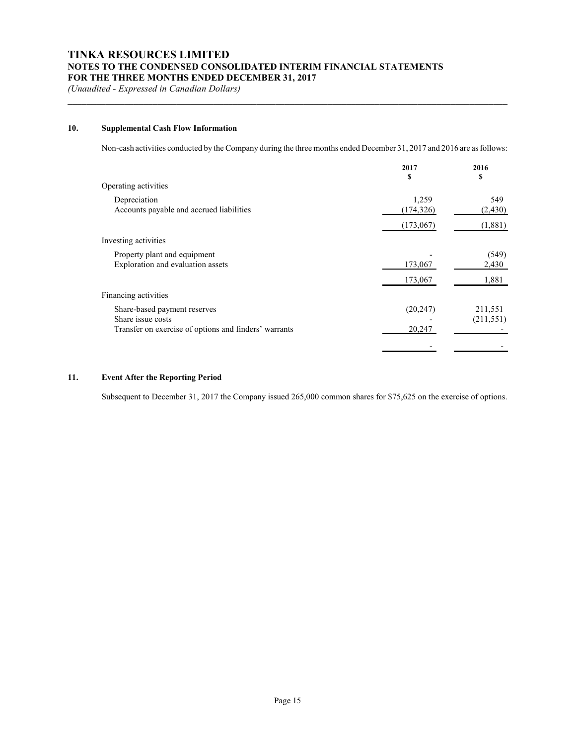# TINKA RESOURCES LIMITED
## NOTES TO THE CONDENSED CONSOLIDATED INTERIM FINANCIAL STATEMENTS
## FOR THE THREE MONTHS ENDED DECEMBER 31, 2017

*(Unaudited - Expressed in Canadian Dollars)*

### 10. Supplemental Cash Flow Information

Non-cash activities conducted by the Company during the three months ended December 31, 2017 and 2016 are as follows:

| | 2017<br>$ | 2016<br>$ |
|---|---|---|
| Operating activities | | |
| Depreciation | 1,259 | 549 |
| Accounts payable and accrued liabilities | (174,326) | (2,430) |
| | (173,067) | (1,881) |
| Investing activities | | |
| Property plant and equipment | - | (549) |
| Exploration and evaluation assets | 173,067 | 2,430 |
| | 173,067 | 1,881 |
| Financing activities | | |
| Share-based payment reserves | (20,247) | 211,551 |
| Share issue costs | - | (211,551) |
| Transfer on exercise of options and finders' warrants | 20,247 | - |
| | - | - |

### 11. Event After the Reporting Period

Subsequent to December 31, 2017 the Company issued 265,000 common shares for $75,625 on the exercise of options.